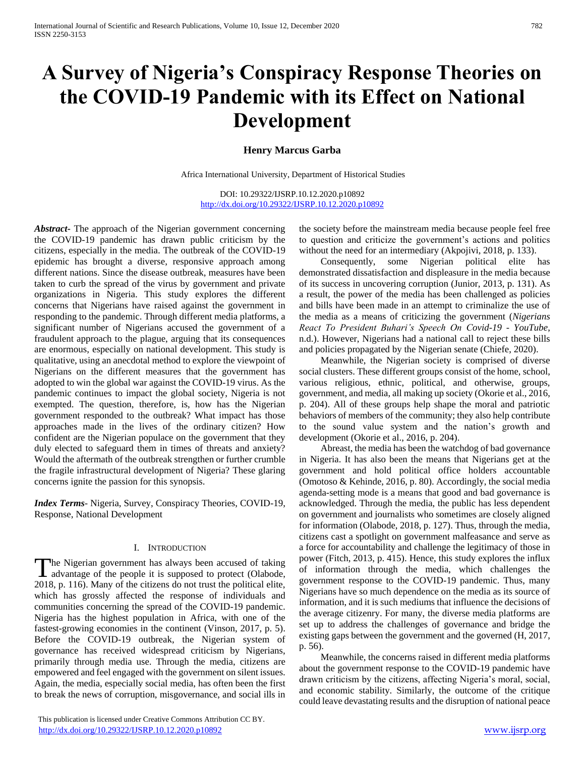# A Survey of Nigeria's Conspiracy Response Theories on the COVID-19 Pandemic with its Effect on National Development

**Henry Marcus Garba**

Africa International University, Department of Historical Studies

DOI: 10.29322/IJSRP.10.12.2020.p10892
http://dx.doi.org/10.29322/IJSRP.10.12.2020.p10892

***Abstract***- The approach of the Nigerian government concerning the COVID-19 pandemic has drawn public criticism by the citizens, especially in the media. The outbreak of the COVID-19 epidemic has brought a diverse, responsive approach among different nations. Since the disease outbreak, measures have been taken to curb the spread of the virus by government and private organizations in Nigeria. This study explores the different concerns that Nigerians have raised against the government in responding to the pandemic. Through different media platforms, a significant number of Nigerians accused the government of a fraudulent approach to the plague, arguing that its consequences are enormous, especially on national development. This study is qualitative, using an anecdotal method to explore the viewpoint of Nigerians on the different measures that the government has adopted to win the global war against the COVID-19 virus. As the pandemic continues to impact the global society, Nigeria is not exempted. The question, therefore, is, how has the Nigerian government responded to the outbreak? What impact has those approaches made in the lives of the ordinary citizen? How confident are the Nigerian populace on the government that they duly elected to safeguard them in times of threats and anxiety? Would the aftermath of the outbreak strengthen or further crumble the fragile infrastructural development of Nigeria? These glaring concerns ignite the passion for this synopsis.

***Index Terms***- Nigeria, Survey, Conspiracy Theories, COVID-19, Response, National Development

## I. Introduction

The Nigerian government has always been accused of taking advantage of the people it is supposed to protect (Olabode, 2018, p. 116). Many of the citizens do not trust the political elite, which has grossly affected the response of individuals and communities concerning the spread of the COVID-19 pandemic. Nigeria has the highest population in Africa, with one of the fastest-growing economies in the continent (Vinson, 2017, p. 5). Before the COVID-19 outbreak, the Nigerian system of governance has received widespread criticism by Nigerians, primarily through media use. Through the media, citizens are empowered and feel engaged with the government on silent issues. Again, the media, especially social media, has often been the first to break the news of corruption, misgovernance, and social ills in the society before the mainstream media because people feel free to question and criticize the government's actions and politics without the need for an intermediary (Akpojivi, 2018, p. 133).

Consequently, some Nigerian political elite has demonstrated dissatisfaction and displeasure in the media because of its success in uncovering corruption (Junior, 2013, p. 131). As a result, the power of the media has been challenged as policies and bills have been made in an attempt to criminalize the use of the media as a means of criticizing the government (*Nigerians React To President Buhari's Speech On Covid-19 - YouTube*, n.d.). However, Nigerians had a national call to reject these bills and policies propagated by the Nigerian senate (Chiefe, 2020).

Meanwhile, the Nigerian society is comprised of diverse social clusters. These different groups consist of the home, school, various religious, ethnic, political, and otherwise, groups, government, and media, all making up society (Okorie et al., 2016, p. 204). All of these groups help shape the moral and patriotic behaviors of members of the community; they also help contribute to the sound value system and the nation's growth and development (Okorie et al., 2016, p. 204).

Abreast, the media has been the watchdog of bad governance in Nigeria. It has also been the means that Nigerians get at the government and hold political office holders accountable (Omotoso & Kehinde, 2016, p. 80). Accordingly, the social media agenda-setting mode is a means that good and bad governance is acknowledged. Through the media, the public has less dependent on government and journalists who sometimes are closely aligned for information (Olabode, 2018, p. 127). Thus, through the media, citizens cast a spotlight on government malfeasance and serve as a force for accountability and challenge the legitimacy of those in power (Fitch, 2013, p. 415). Hence, this study explores the influx of information through the media, which challenges the government response to the COVID-19 pandemic. Thus, many Nigerians have so much dependence on the media as its source of information, and it is such mediums that influence the decisions of the average citizenry. For many, the diverse media platforms are set up to address the challenges of governance and bridge the existing gaps between the government and the governed (H, 2017, p. 56).

Meanwhile, the concerns raised in different media platforms about the government response to the COVID-19 pandemic have drawn criticism by the citizens, affecting Nigeria's moral, social, and economic stability. Similarly, the outcome of the critique could leave devastating results and the disruption of national peace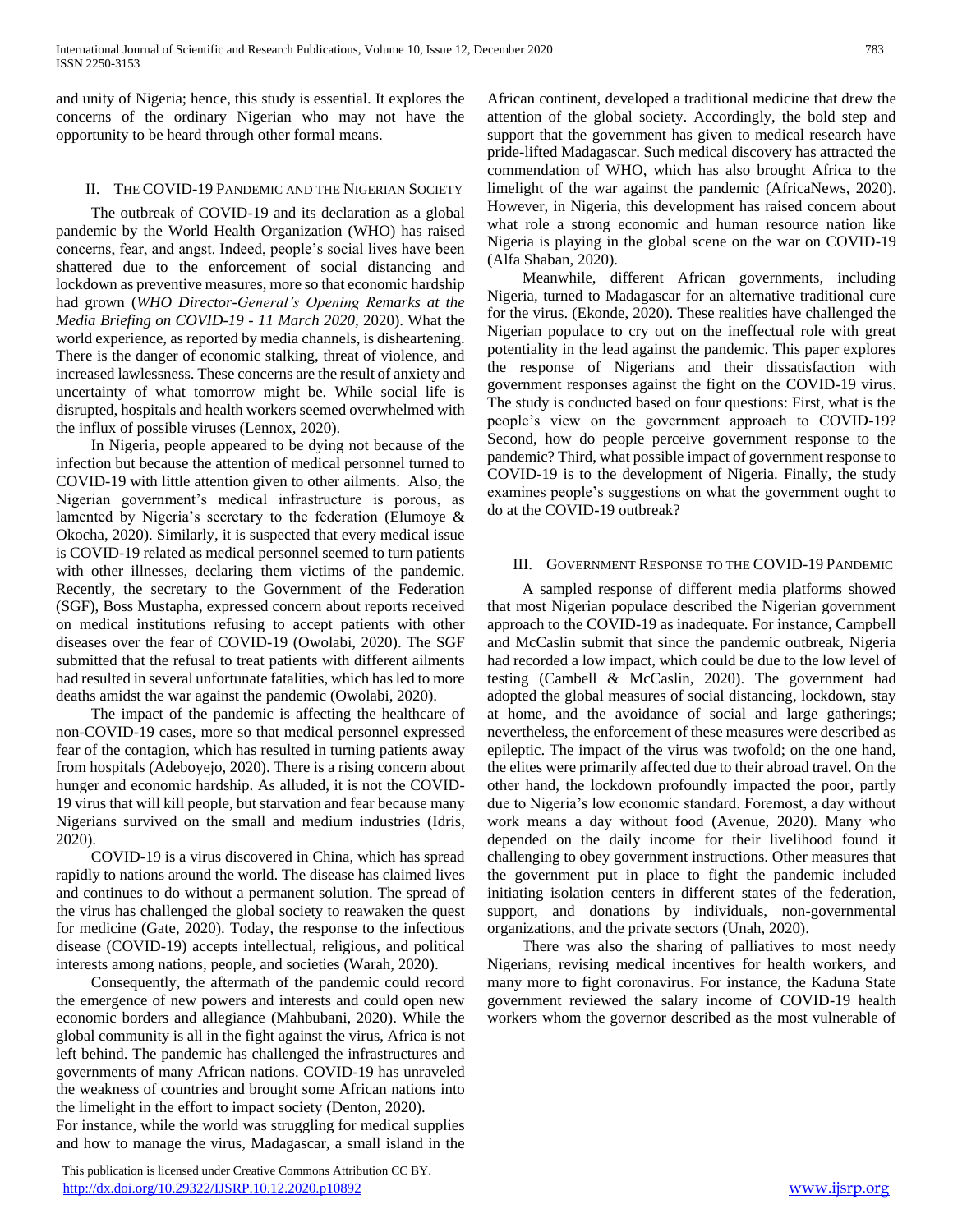and unity of Nigeria; hence, this study is essential. It explores the concerns of the ordinary Nigerian who may not have the opportunity to be heard through other formal means.

## II. The COVID-19 Pandemic and the Nigerian Society

The outbreak of COVID-19 and its declaration as a global pandemic by the World Health Organization (WHO) has raised concerns, fear, and angst. Indeed, people's social lives have been shattered due to the enforcement of social distancing and lockdown as preventive measures, more so that economic hardship had grown (*WHO Director-General's Opening Remarks at the Media Briefing on COVID-19 - 11 March 2020*, 2020). What the world experience, as reported by media channels, is disheartening. There is the danger of economic stalking, threat of violence, and increased lawlessness. These concerns are the result of anxiety and uncertainty of what tomorrow might be. While social life is disrupted, hospitals and health workers seemed overwhelmed with the influx of possible viruses (Lennox, 2020).

In Nigeria, people appeared to be dying not because of the infection but because the attention of medical personnel turned to COVID-19 with little attention given to other ailments. Also, the Nigerian government's medical infrastructure is porous, as lamented by Nigeria's secretary to the federation (Elumoye & Okocha, 2020). Similarly, it is suspected that every medical issue is COVID-19 related as medical personnel seemed to turn patients with other illnesses, declaring them victims of the pandemic. Recently, the secretary to the Government of the Federation (SGF), Boss Mustapha, expressed concern about reports received on medical institutions refusing to accept patients with other diseases over the fear of COVID-19 (Owolabi, 2020). The SGF submitted that the refusal to treat patients with different ailments had resulted in several unfortunate fatalities, which has led to more deaths amidst the war against the pandemic (Owolabi, 2020).

The impact of the pandemic is affecting the healthcare of non-COVID-19 cases, more so that medical personnel expressed fear of the contagion, which has resulted in turning patients away from hospitals (Adeboyejo, 2020). There is a rising concern about hunger and economic hardship. As alluded, it is not the COVID-19 virus that will kill people, but starvation and fear because many Nigerians survived on the small and medium industries (Idris, 2020).

COVID-19 is a virus discovered in China, which has spread rapidly to nations around the world. The disease has claimed lives and continues to do without a permanent solution. The spread of the virus has challenged the global society to reawaken the quest for medicine (Gate, 2020). Today, the response to the infectious disease (COVID-19) accepts intellectual, religious, and political interests among nations, people, and societies (Warah, 2020).

Consequently, the aftermath of the pandemic could record the emergence of new powers and interests and could open new economic borders and allegiance (Mahbubani, 2020). While the global community is all in the fight against the virus, Africa is not left behind. The pandemic has challenged the infrastructures and governments of many African nations. COVID-19 has unraveled the weakness of countries and brought some African nations into the limelight in the effort to impact society (Denton, 2020).

For instance, while the world was struggling for medical supplies and how to manage the virus, Madagascar, a small island in the African continent, developed a traditional medicine that drew the attention of the global society. Accordingly, the bold step and support that the government has given to medical research have pride-lifted Madagascar. Such medical discovery has attracted the commendation of WHO, which has also brought Africa to the limelight of the war against the pandemic (AfricaNews, 2020). However, in Nigeria, this development has raised concern about what role a strong economic and human resource nation like Nigeria is playing in the global scene on the war on COVID-19 (Alfa Shaban, 2020).

Meanwhile, different African governments, including Nigeria, turned to Madagascar for an alternative traditional cure for the virus. (Ekonde, 2020). These realities have challenged the Nigerian populace to cry out on the ineffectual role with great potentiality in the lead against the pandemic. This paper explores the response of Nigerians and their dissatisfaction with government responses against the fight on the COVID-19 virus. The study is conducted based on four questions: First, what is the people's view on the government approach to COVID-19? Second, how do people perceive government response to the pandemic? Third, what possible impact of government response to COVID-19 is to the development of Nigeria. Finally, the study examines people's suggestions on what the government ought to do at the COVID-19 outbreak?

## III. Government Response to the COVID-19 Pandemic

A sampled response of different media platforms showed that most Nigerian populace described the Nigerian government approach to the COVID-19 as inadequate. For instance, Campbell and McCaslin submit that since the pandemic outbreak, Nigeria had recorded a low impact, which could be due to the low level of testing (Cambell & McCaslin, 2020). The government had adopted the global measures of social distancing, lockdown, stay at home, and the avoidance of social and large gatherings; nevertheless, the enforcement of these measures were described as epileptic. The impact of the virus was twofold; on the one hand, the elites were primarily affected due to their abroad travel. On the other hand, the lockdown profoundly impacted the poor, partly due to Nigeria's low economic standard. Foremost, a day without work means a day without food (Avenue, 2020). Many who depended on the daily income for their livelihood found it challenging to obey government instructions. Other measures that the government put in place to fight the pandemic included initiating isolation centers in different states of the federation, support, and donations by individuals, non-governmental organizations, and the private sectors (Unah, 2020).

There was also the sharing of palliatives to most needy Nigerians, revising medical incentives for health workers, and many more to fight coronavirus. For instance, the Kaduna State government reviewed the salary income of COVID-19 health workers whom the governor described as the most vulnerable of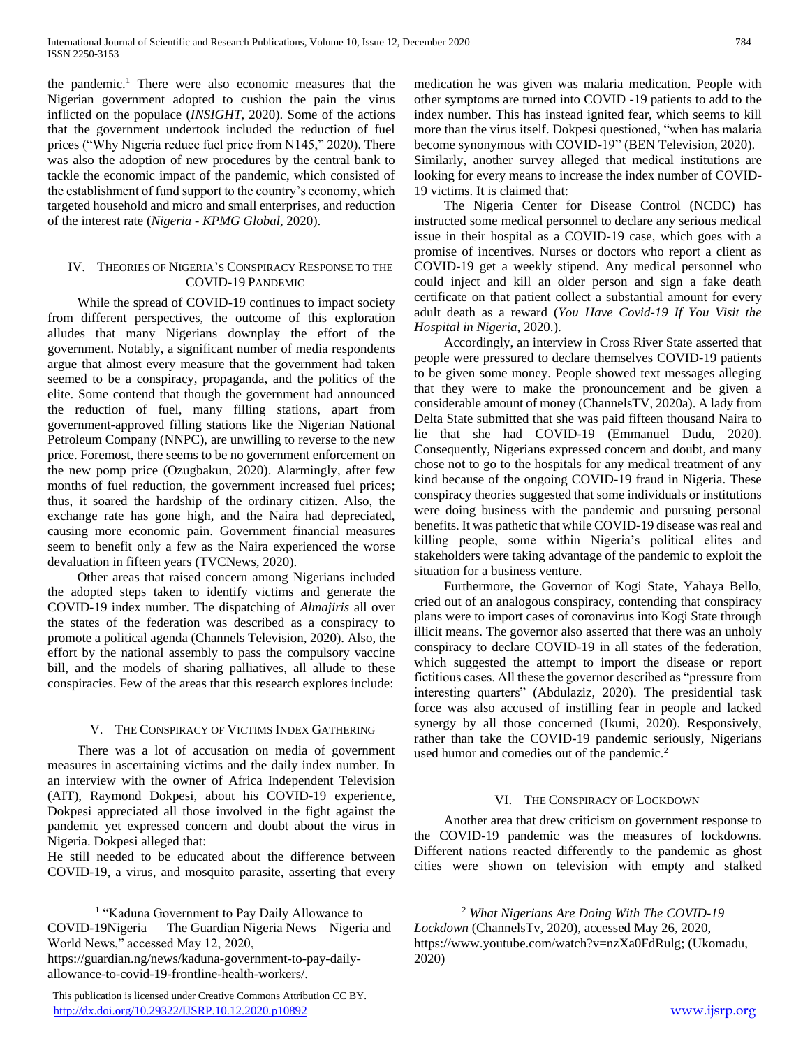the pandemic.[1] There were also economic measures that the Nigerian government adopted to cushion the pain the virus inflicted on the populace (*INSIGHT*, 2020). Some of the actions that the government undertook included the reduction of fuel prices ("Why Nigeria reduce fuel price from N145," 2020). There was also the adoption of new procedures by the central bank to tackle the economic impact of the pandemic, which consisted of the establishment of fund support to the country's economy, which targeted household and micro and small enterprises, and reduction of the interest rate (*Nigeria - KPMG Global*, 2020).

## IV. Theories of Nigeria's Conspiracy Response to the COVID-19 Pandemic

While the spread of COVID-19 continues to impact society from different perspectives, the outcome of this exploration alludes that many Nigerians downplay the effort of the government. Notably, a significant number of media respondents argue that almost every measure that the government had taken seemed to be a conspiracy, propaganda, and the politics of the elite. Some contend that though the government had announced the reduction of fuel, many filling stations, apart from government-approved filling stations like the Nigerian National Petroleum Company (NNPC), are unwilling to reverse to the new price. Foremost, there seems to be no government enforcement on the new pomp price (Ozugbakun, 2020). Alarmingly, after few months of fuel reduction, the government increased fuel prices; thus, it soared the hardship of the ordinary citizen. Also, the exchange rate has gone high, and the Naira had depreciated, causing more economic pain. Government financial measures seem to benefit only a few as the Naira experienced the worse devaluation in fifteen years (TVCNews, 2020).

Other areas that raised concern among Nigerians included the adopted steps taken to identify victims and generate the COVID-19 index number. The dispatching of *Almajiris* all over the states of the federation was described as a conspiracy to promote a political agenda (Channels Television, 2020). Also, the effort by the national assembly to pass the compulsory vaccine bill, and the models of sharing palliatives, all allude to these conspiracies. Few of the areas that this research explores include:

## V. The Conspiracy of Victims Index Gathering

There was a lot of accusation on media of government measures in ascertaining victims and the daily index number. In an interview with the owner of Africa Independent Television (AIT), Raymond Dokpesi, about his COVID-19 experience, Dokpesi appreciated all those involved in the fight against the pandemic yet expressed concern and doubt about the virus in Nigeria. Dokpesi alleged that:

He still needed to be educated about the difference between COVID-19, a virus, and mosquito parasite, asserting that every medication he was given was malaria medication. People with other symptoms are turned into COVID -19 patients to add to the index number. This has instead ignited fear, which seems to kill more than the virus itself. Dokpesi questioned, "when has malaria become synonymous with COVID-19" (BEN Television, 2020).

Similarly, another survey alleged that medical institutions are looking for every means to increase the index number of COVID-19 victims. It is claimed that:

The Nigeria Center for Disease Control (NCDC) has instructed some medical personnel to declare any serious medical issue in their hospital as a COVID-19 case, which goes with a promise of incentives. Nurses or doctors who report a client as COVID-19 get a weekly stipend. Any medical personnel who could inject and kill an older person and sign a fake death certificate on that patient collect a substantial amount for every adult death as a reward (*You Have Covid-19 If You Visit the Hospital in Nigeria*, 2020.).

Accordingly, an interview in Cross River State asserted that people were pressured to declare themselves COVID-19 patients to be given some money. People showed text messages alleging that they were to make the pronouncement and be given a considerable amount of money (ChannelsTV, 2020a). A lady from Delta State submitted that she was paid fifteen thousand Naira to lie that she had COVID-19 (Emmanuel Dudu, 2020). Consequently, Nigerians expressed concern and doubt, and many chose not to go to the hospitals for any medical treatment of any kind because of the ongoing COVID-19 fraud in Nigeria. These conspiracy theories suggested that some individuals or institutions were doing business with the pandemic and pursuing personal benefits. It was pathetic that while COVID-19 disease was real and killing people, some within Nigeria's political elites and stakeholders were taking advantage of the pandemic to exploit the situation for a business venture.

Furthermore, the Governor of Kogi State, Yahaya Bello, cried out of an analogous conspiracy, contending that conspiracy plans were to import cases of coronavirus into Kogi State through illicit means. The governor also asserted that there was an unholy conspiracy to declare COVID-19 in all states of the federation, which suggested the attempt to import the disease or report fictitious cases. All these the governor described as "pressure from interesting quarters" (Abdulaziz, 2020). The presidential task force was also accused of instilling fear in people and lacked synergy by all those concerned (Ikumi, 2020). Responsively, rather than take the COVID-19 pandemic seriously, Nigerians used humor and comedies out of the pandemic.[2]

## VI. The Conspiracy of Lockdown

Another area that drew criticism on government response to the COVID-19 pandemic was the measures of lockdowns. Different nations reacted differently to the pandemic as ghost cities were shown on television with empty and stalked

---

[1] "Kaduna Government to Pay Daily Allowance to COVID-19Nigeria — The Guardian Nigeria News – Nigeria and World News," accessed May 12, 2020, https://guardian.ng/news/kaduna-government-to-pay-daily-allowance-to-covid-19-frontline-health-workers/.

[2] *What Nigerians Are Doing With The COVID-19 Lockdown* (ChannelsTv, 2020), accessed May 26, 2020, https://www.youtube.com/watch?v=nzXa0FdRulg; (Ukomadu, 2020)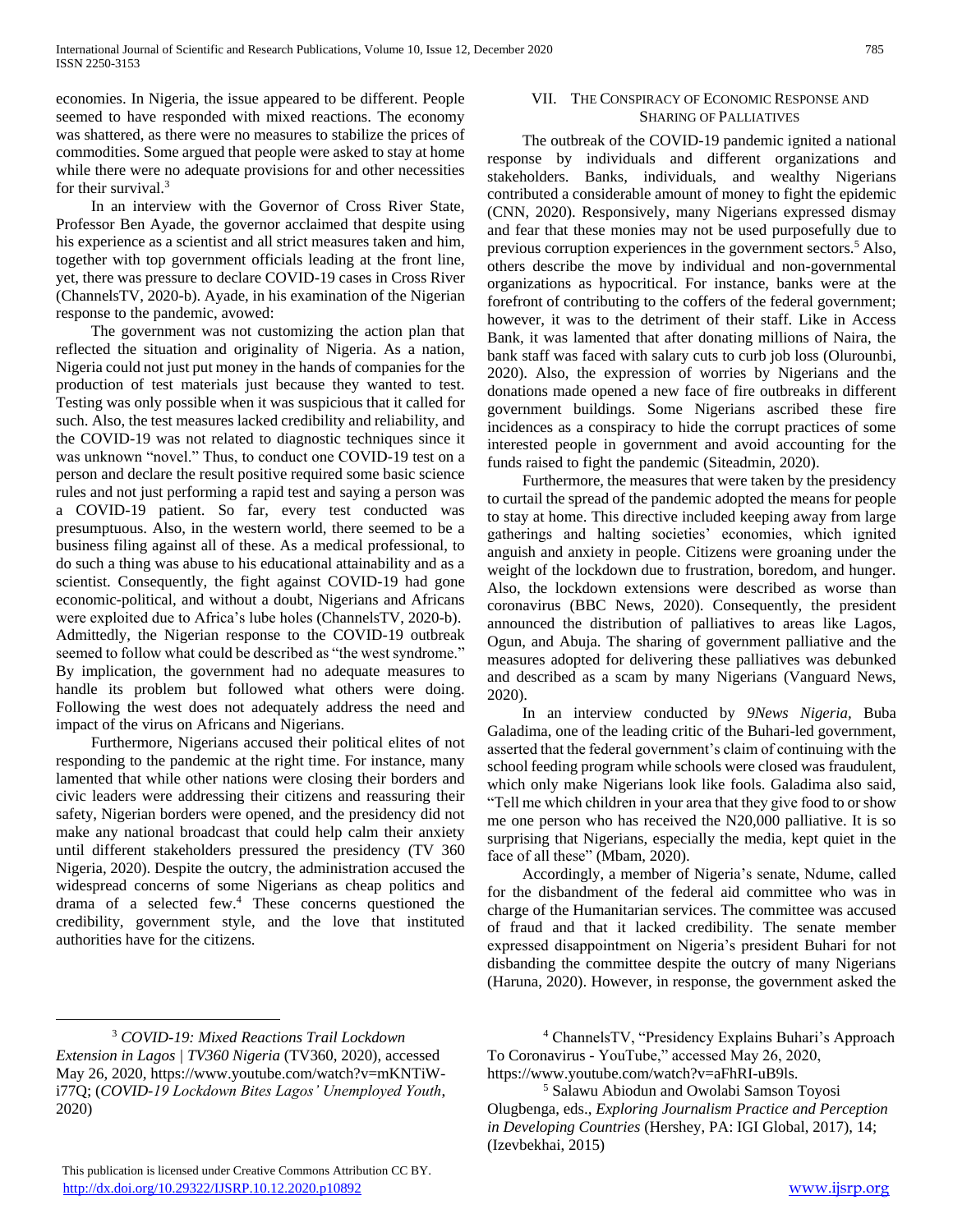economies. In Nigeria, the issue appeared to be different. People seemed to have responded with mixed reactions. The economy was shattered, as there were no measures to stabilize the prices of commodities. Some argued that people were asked to stay at home while there were no adequate provisions for and other necessities for their survival.[3]

In an interview with the Governor of Cross River State, Professor Ben Ayade, the governor acclaimed that despite using his experience as a scientist and all strict measures taken and him, together with top government officials leading at the front line, yet, there was pressure to declare COVID-19 cases in Cross River (ChannelsTV, 2020-b). Ayade, in his examination of the Nigerian response to the pandemic, avowed:

The government was not customizing the action plan that reflected the situation and originality of Nigeria. As a nation, Nigeria could not just put money in the hands of companies for the production of test materials just because they wanted to test. Testing was only possible when it was suspicious that it called for such. Also, the test measures lacked credibility and reliability, and the COVID-19 was not related to diagnostic techniques since it was unknown "novel." Thus, to conduct one COVID-19 test on a person and declare the result positive required some basic science rules and not just performing a rapid test and saying a person was a COVID-19 patient. So far, every test conducted was presumptuous. Also, in the western world, there seemed to be a business filing against all of these. As a medical professional, to do such a thing was abuse to his educational attainability and as a scientist. Consequently, the fight against COVID-19 had gone economic-political, and without a doubt, Nigerians and Africans were exploited due to Africa's lube holes (ChannelsTV, 2020-b).

Admittedly, the Nigerian response to the COVID-19 outbreak seemed to follow what could be described as "the west syndrome." By implication, the government had no adequate measures to handle its problem but followed what others were doing. Following the west does not adequately address the need and impact of the virus on Africans and Nigerians.

Furthermore, Nigerians accused their political elites of not responding to the pandemic at the right time. For instance, many lamented that while other nations were closing their borders and civic leaders were addressing their citizens and reassuring their safety, Nigerian borders were opened, and the presidency did not make any national broadcast that could help calm their anxiety until different stakeholders pressured the presidency (TV 360 Nigeria, 2020). Despite the outcry, the administration accused the widespread concerns of some Nigerians as cheap politics and drama of a selected few.[4] These concerns questioned the credibility, government style, and the love that instituted authorities have for the citizens.

## VII. The Conspiracy of Economic Response and Sharing of Palliatives

The outbreak of the COVID-19 pandemic ignited a national response by individuals and different organizations and stakeholders. Banks, individuals, and wealthy Nigerians contributed a considerable amount of money to fight the epidemic (CNN, 2020). Responsively, many Nigerians expressed dismay and fear that these monies may not be used purposefully due to previous corruption experiences in the government sectors.[5] Also, others describe the move by individual and non-governmental organizations as hypocritical. For instance, banks were at the forefront of contributing to the coffers of the federal government; however, it was to the detriment of their staff. Like in Access Bank, it was lamented that after donating millions of Naira, the bank staff was faced with salary cuts to curb job loss (Olurounbi, 2020). Also, the expression of worries by Nigerians and the donations made opened a new face of fire outbreaks in different government buildings. Some Nigerians ascribed these fire incidences as a conspiracy to hide the corrupt practices of some interested people in government and avoid accounting for the funds raised to fight the pandemic (Siteadmin, 2020).

Furthermore, the measures that were taken by the presidency to curtail the spread of the pandemic adopted the means for people to stay at home. This directive included keeping away from large gatherings and halting societies' economies, which ignited anguish and anxiety in people. Citizens were groaning under the weight of the lockdown due to frustration, boredom, and hunger. Also, the lockdown extensions were described as worse than coronavirus (BBC News, 2020). Consequently, the president announced the distribution of palliatives to areas like Lagos, Ogun, and Abuja. The sharing of government palliative and the measures adopted for delivering these palliatives was debunked and described as a scam by many Nigerians (Vanguard News, 2020).

In an interview conducted by *9News Nigeria*, Buba Galadima, one of the leading critic of the Buhari-led government, asserted that the federal government's claim of continuing with the school feeding program while schools were closed was fraudulent, which only make Nigerians look like fools. Galadima also said, "Tell me which children in your area that they give food to or show me one person who has received the N20,000 palliative. It is so surprising that Nigerians, especially the media, kept quiet in the face of all these" (Mbam, 2020).

Accordingly, a member of Nigeria's senate, Ndume, called for the disbandment of the federal aid committee who was in charge of the Humanitarian services. The committee was accused of fraud and that it lacked credibility. The senate member expressed disappointment on Nigeria's president Buhari for not disbanding the committee despite the outcry of many Nigerians (Haruna, 2020). However, in response, the government asked the

---

[3] *COVID-19: Mixed Reactions Trail Lockdown Extension in Lagos | TV360 Nigeria* (TV360, 2020), accessed May 26, 2020, https://www.youtube.com/watch?v=mKNTiW-i77Q; (*COVID-19 Lockdown Bites Lagos' Unemployed Youth*, 2020)

[4] ChannelsTV, "Presidency Explains Buhari's Approach To Coronavirus - YouTube," accessed May 26, 2020, https://www.youtube.com/watch?v=aFhRI-uB9ls.

[5] Salawu Abiodun and Owolabi Samson Toyosi Olugbenga, eds., *Exploring Journalism Practice and Perception in Developing Countries* (Hershey, PA: IGI Global, 2017), 14; (Izevbekhai, 2015)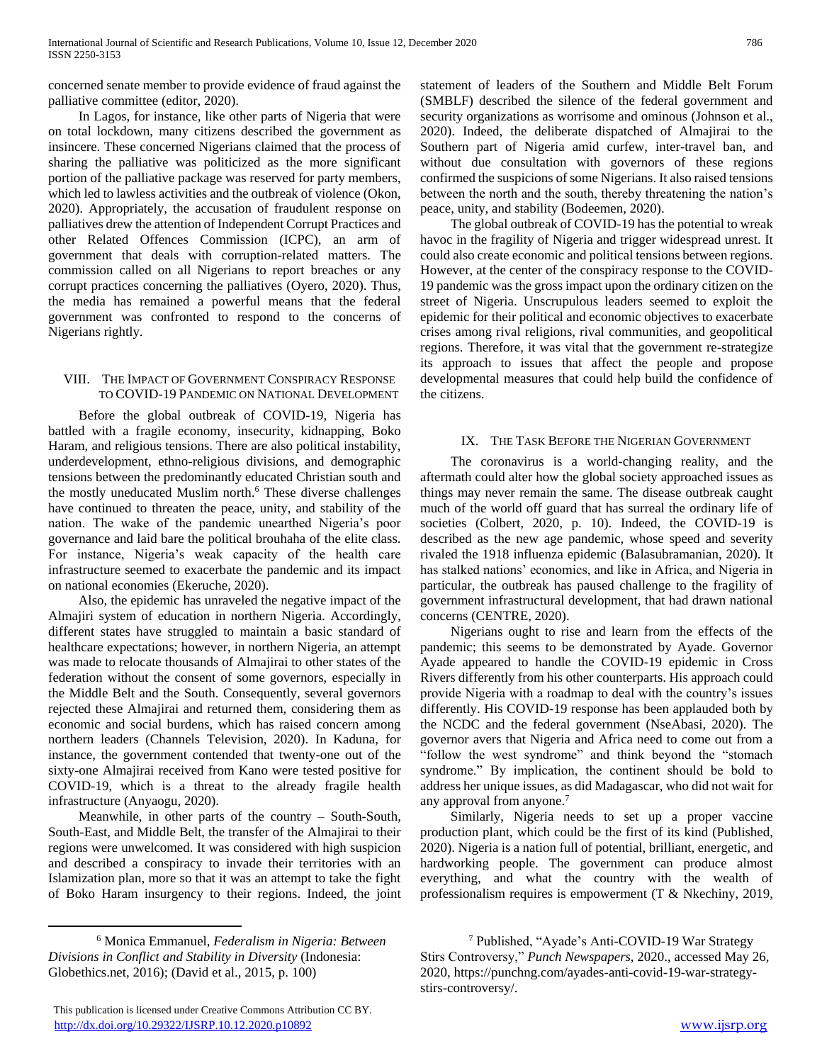concerned senate member to provide evidence of fraud against the palliative committee (editor, 2020).

In Lagos, for instance, like other parts of Nigeria that were on total lockdown, many citizens described the government as insincere. These concerned Nigerians claimed that the process of sharing the palliative was politicized as the more significant portion of the palliative package was reserved for party members, which led to lawless activities and the outbreak of violence (Okon, 2020). Appropriately, the accusation of fraudulent response on palliatives drew the attention of Independent Corrupt Practices and other Related Offences Commission (ICPC), an arm of government that deals with corruption-related matters. The commission called on all Nigerians to report breaches or any corrupt practices concerning the palliatives (Oyero, 2020). Thus, the media has remained a powerful means that the federal government was confronted to respond to the concerns of Nigerians rightly.

## VIII. The Impact of Government Conspiracy Response to COVID-19 Pandemic on National Development

Before the global outbreak of COVID-19, Nigeria has battled with a fragile economy, insecurity, kidnapping, Boko Haram, and religious tensions. There are also political instability, underdevelopment, ethno-religious divisions, and demographic tensions between the predominantly educated Christian south and the mostly uneducated Muslim north.[6] These diverse challenges have continued to threaten the peace, unity, and stability of the nation. The wake of the pandemic unearthed Nigeria's poor governance and laid bare the political brouhaha of the elite class. For instance, Nigeria's weak capacity of the health care infrastructure seemed to exacerbate the pandemic and its impact on national economies (Ekeruche, 2020).

Also, the epidemic has unraveled the negative impact of the Almajiri system of education in northern Nigeria. Accordingly, different states have struggled to maintain a basic standard of healthcare expectations; however, in northern Nigeria, an attempt was made to relocate thousands of Almajirai to other states of the federation without the consent of some governors, especially in the Middle Belt and the South. Consequently, several governors rejected these Almajirai and returned them, considering them as economic and social burdens, which has raised concern among northern leaders (Channels Television, 2020). In Kaduna, for instance, the government contended that twenty-one out of the sixty-one Almajirai received from Kano were tested positive for COVID-19, which is a threat to the already fragile health infrastructure (Anyaogu, 2020).

Meanwhile, in other parts of the country – South-South, South-East, and Middle Belt, the transfer of the Almajirai to their regions were unwelcomed. It was considered with high suspicion and described a conspiracy to invade their territories with an Islamization plan, more so that it was an attempt to take the fight of Boko Haram insurgency to their regions. Indeed, the joint statement of leaders of the Southern and Middle Belt Forum (SMBLF) described the silence of the federal government and security organizations as worrisome and ominous (Johnson et al., 2020). Indeed, the deliberate dispatched of Almajirai to the Southern part of Nigeria amid curfew, inter-travel ban, and without due consultation with governors of these regions confirmed the suspicions of some Nigerians. It also raised tensions between the north and the south, thereby threatening the nation's peace, unity, and stability (Bodeemen, 2020).

The global outbreak of COVID-19 has the potential to wreak havoc in the fragility of Nigeria and trigger widespread unrest. It could also create economic and political tensions between regions. However, at the center of the conspiracy response to the COVID-19 pandemic was the gross impact upon the ordinary citizen on the street of Nigeria. Unscrupulous leaders seemed to exploit the epidemic for their political and economic objectives to exacerbate crises among rival religions, rival communities, and geopolitical regions. Therefore, it was vital that the government re-strategize its approach to issues that affect the people and propose developmental measures that could help build the confidence of the citizens.

## IX. The Task Before the Nigerian Government

The coronavirus is a world-changing reality, and the aftermath could alter how the global society approached issues as things may never remain the same. The disease outbreak caught much of the world off guard that has surreal the ordinary life of societies (Colbert, 2020, p. 10). Indeed, the COVID-19 is described as the new age pandemic, whose speed and severity rivaled the 1918 influenza epidemic (Balasubramanian, 2020). It has stalked nations' economics, and like in Africa, and Nigeria in particular, the outbreak has paused challenge to the fragility of government infrastructural development, that had drawn national concerns (CENTRE, 2020).

Nigerians ought to rise and learn from the effects of the pandemic; this seems to be demonstrated by Ayade. Governor Ayade appeared to handle the COVID-19 epidemic in Cross Rivers differently from his other counterparts. His approach could provide Nigeria with a roadmap to deal with the country's issues differently. His COVID-19 response has been applauded both by the NCDC and the federal government (NseAbasi, 2020). The governor avers that Nigeria and Africa need to come out from a "follow the west syndrome" and think beyond the "stomach syndrome." By implication, the continent should be bold to address her unique issues, as did Madagascar, who did not wait for any approval from anyone.[7]

Similarly, Nigeria needs to set up a proper vaccine production plant, which could be the first of its kind (Published, 2020). Nigeria is a nation full of potential, brilliant, energetic, and hardworking people. The government can produce almost everything, and what the country with the wealth of professionalism requires is empowerment (T & Nkechiny, 2019,

---

[6] Monica Emmanuel, *Federalism in Nigeria: Between Divisions in Conflict and Stability in Diversity* (Indonesia: Globethics.net, 2016); (David et al., 2015, p. 100)

[7] Published, "Ayade's Anti-COVID-19 War Strategy Stirs Controversy," *Punch Newspapers*, 2020., accessed May 26, 2020, https://punchng.com/ayades-anti-covid-19-war-strategy-stirs-controversy/.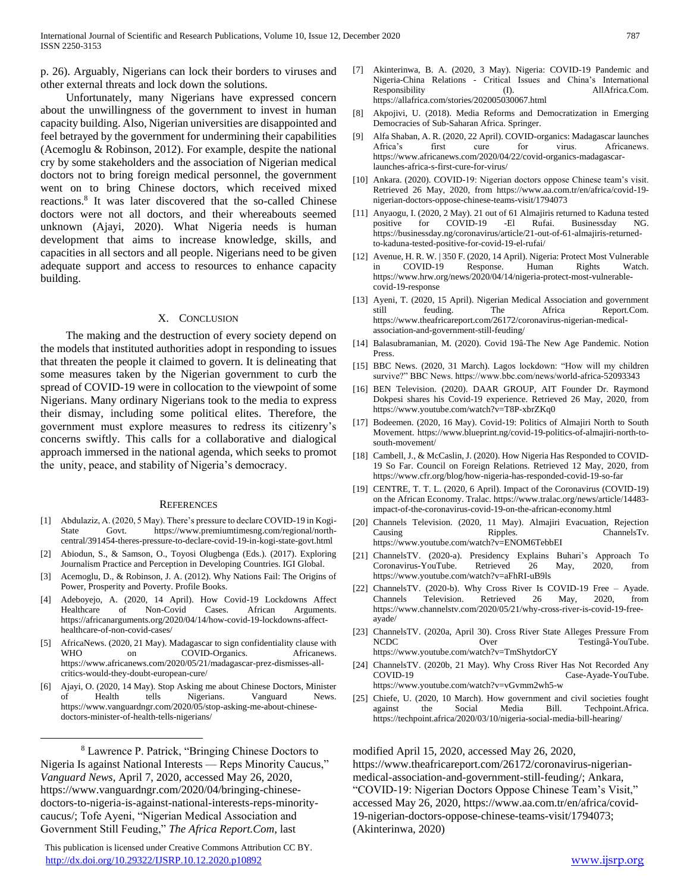p. 26). Arguably, Nigerians can lock their borders to viruses and other external threats and lock down the solutions.

Unfortunately, many Nigerians have expressed concern about the unwillingness of the government to invest in human capacity building. Also, Nigerian universities are disappointed and feel betrayed by the government for undermining their capabilities (Acemoglu & Robinson, 2012). For example, despite the national cry by some stakeholders and the association of Nigerian medical doctors not to bring foreign medical personnel, the government went on to bring Chinese doctors, which received mixed reactions.[8] It was later discovered that the so-called Chinese doctors were not all doctors, and their whereabouts seemed unknown (Ajayi, 2020). What Nigeria needs is human development that aims to increase knowledge, skills, and capacities in all sectors and all people. Nigerians need to be given adequate support and access to resources to enhance capacity building.

## X. Conclusion

The making and the destruction of every society depend on the models that instituted authorities adopt in responding to issues that threaten the people it claimed to govern. It is delineating that some measures taken by the Nigerian government to curb the spread of COVID-19 were in collocation to the viewpoint of some Nigerians. Many ordinary Nigerians took to the media to express their dismay, including some political elites. Therefore, the government must explore measures to redress its citizenry's concerns swiftly. This calls for a collaborative and dialogical approach immersed in the national agenda, which seeks to promot the unity, peace, and stability of Nigeria's democracy.

## References

[1] Abdulaziz, A. (2020, 5 May). There's pressure to declare COVID-19 in Kogi-State Govt. https://www.premiumtimesng.com/regional/north-central/391454-theres-pressure-to-declare-covid-19-in-kogi-state-govt.html

[2] Abiodun, S., & Samson, O., Toyosi Olugbenga (Eds.). (2017). Exploring Journalism Practice and Perception in Developing Countries. IGI Global.

[3] Acemoglu, D., & Robinson, J. A. (2012). Why Nations Fail: The Origins of Power, Prosperity and Poverty. Profile Books.

[4] Adeboyejo, A. (2020, 14 April). How Covid-19 Lockdowns Affect Healthcare of Non-Covid Cases. African Arguments. https://africanarguments.org/2020/04/14/how-covid-19-lockdowns-affect-healthcare-of-non-covid-cases/

[5] AfricaNews. (2020, 21 May). Madagascar to sign confidentiality clause with WHO on COVID-Organics. Africanews. https://www.africanews.com/2020/05/21/madagascar-prez-dismisses-all-critics-would-they-doubt-european-cure/

[6] Ajayi, O. (2020, 14 May). Stop Asking me about Chinese Doctors, Minister of Health tells Nigerians. Vanguard News. https://www.vanguardngr.com/2020/05/stop-asking-me-about-chinese-doctors-minister-of-health-tells-nigerians/

[7] Akinterinwa, B. A. (2020, 3 May). Nigeria: COVID-19 Pandemic and Nigeria-China Relations - Critical Issues and China's International Responsibility (I). AllAfrica.Com. https://allafrica.com/stories/202005030067.html

[8] Akpojivi, U. (2018). Media Reforms and Democratization in Emerging Democracies of Sub-Saharan Africa. Springer.

[9] Alfa Shaban, A. R. (2020, 22 April). COVID-organics: Madagascar launches Africa's first cure for virus. Africanews. https://www.africanews.com/2020/04/22/covid-organics-madagascar-launches-africa-s-first-cure-for-virus/

[10] Ankara. (2020). COVID-19: Nigerian doctors oppose Chinese team's visit. Retrieved 26 May, 2020, from https://www.aa.com.tr/en/africa/covid-19-nigerian-doctors-oppose-chinese-teams-visit/1794073

[11] Anyaogu, I. (2020, 2 May). 21 out of 61 Almajiris returned to Kaduna tested positive for COVID-19 -El Rufai. Businessday NG. https://businessday.ng/coronavirus/article/21-out-of-61-almajiris-returned-to-kaduna-tested-positive-for-covid-19-el-rufai/

[12] Avenue, H. R. W. | 350 F. (2020, 14 April). Nigeria: Protect Most Vulnerable in COVID-19 Response. Human Rights Watch. https://www.hrw.org/news/2020/04/14/nigeria-protect-most-vulnerable-covid-19-response

[13] Ayeni, T. (2020, 15 April). Nigerian Medical Association and government still feuding. The Africa Report.Com. https://www.theafricareport.com/26172/coronavirus-nigerian-medical-association-and-government-still-feuding/

[14] Balasubramanian, M. (2020). Covid 19â-The New Age Pandemic. Notion Press.

[15] BBC News. (2020, 31 March). Lagos lockdown: "How will my children survive?" BBC News. https://www.bbc.com/news/world-africa-52093343

[16] BEN Television. (2020). DAAR GROUP, AIT Founder Dr. Raymond Dokpesi shares his Covid-19 experience. Retrieved 26 May, 2020, from https://www.youtube.com/watch?v=T8P-xbrZKq0

[17] Bodeemen. (2020, 16 May). Covid-19: Politics of Almajiri North to South Movement. https://www.blueprint.ng/covid-19-politics-of-almajiri-north-to-south-movement/

[18] Cambell, J., & McCaslin, J. (2020). How Nigeria Has Responded to COVID-19 So Far. Council on Foreign Relations. Retrieved 12 May, 2020, from https://www.cfr.org/blog/how-nigeria-has-responded-covid-19-so-far

[19] CENTRE, T. T. L. (2020, 6 April). Impact of the Coronavirus (COVID-19) on the African Economy. Tralac. https://www.tralac.org/news/article/14483-impact-of-the-coronavirus-covid-19-on-the-african-economy.html

[20] Channels Television. (2020, 11 May). Almajiri Evacuation, Rejection Causing Ripples. ChannelsTv. https://www.youtube.com/watch?v=ENOM6TebbEI

[21] ChannelsTV. (2020-a). Presidency Explains Buhari's Approach To Coronavirus-YouTube. Retrieved 26 May, 2020, from https://www.youtube.com/watch?v=aFhRI-uB9ls

[22] ChannelsTV. (2020-b). Why Cross River Is COVID-19 Free – Ayade. Channels Television. Retrieved 26 May, 2020, from https://www.channelstv.com/2020/05/21/why-cross-river-is-covid-19-free-ayade/

[23] ChannelsTV. (2020a, April 30). Cross River State Alleges Pressure From NCDC Over Testingâ-YouTube. https://www.youtube.com/watch?v=TmShytdorCY

[24] ChannelsTV. (2020b, 21 May). Why Cross River Has Not Recorded Any COVID-19 Case-Ayade-YouTube. https://www.youtube.com/watch?v=vGvmm2wh5-w

[25] Chiefe, U. (2020, 10 March). How government and civil societies fought against the Social Media Bill. Techpoint.Africa. https://techpoint.africa/2020/03/10/nigeria-social-media-bill-hearing/

---

[8] Lawrence P. Patrick, "Bringing Chinese Doctors to Nigeria Is against National Interests — Reps Minority Caucus," *Vanguard News*, April 7, 2020, accessed May 26, 2020, https://www.vanguardngr.com/2020/04/bringing-chinese-doctors-to-nigeria-is-against-national-interests-reps-minority-caucus/; Tofe Ayeni, "Nigerian Medical Association and Government Still Feuding," *The Africa Report.Com*, last modified April 15, 2020, accessed May 26, 2020, https://www.theafricareport.com/26172/coronavirus-nigerian-medical-association-and-government-still-feuding/; Ankara, "COVID-19: Nigerian Doctors Oppose Chinese Team's Visit," accessed May 26, 2020, https://www.aa.com.tr/en/africa/covid-19-nigerian-doctors-oppose-chinese-teams-visit/1794073; (Akinterinwa, 2020)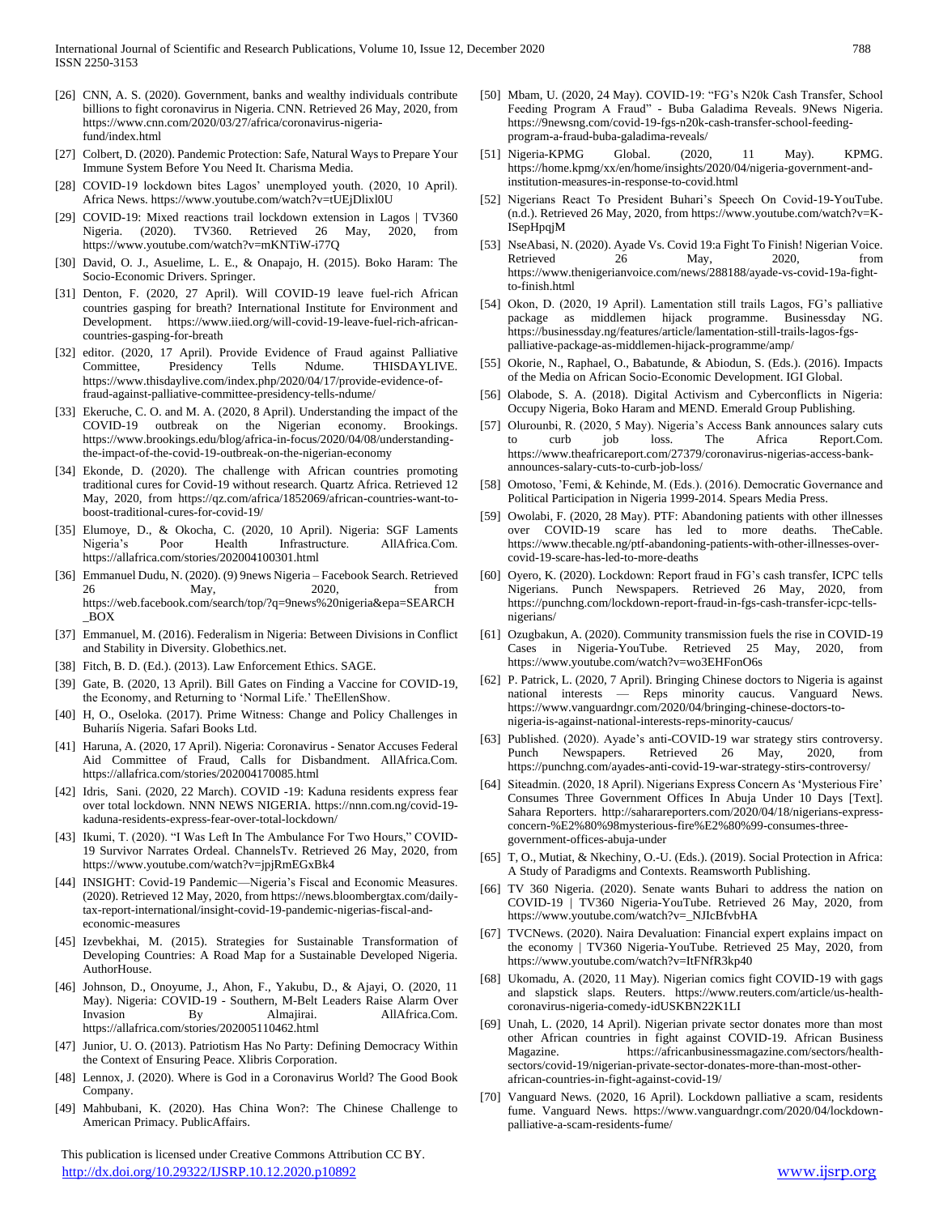[26] CNN, A. S. (2020). Government, banks and wealthy individuals contribute billions to fight coronavirus in Nigeria. CNN. Retrieved 26 May, 2020, from https://www.cnn.com/2020/03/27/africa/coronavirus-nigeria-fund/index.html

[27] Colbert, D. (2020). Pandemic Protection: Safe, Natural Ways to Prepare Your Immune System Before You Need It. Charisma Media.

[28] COVID-19 lockdown bites Lagos' unemployed youth. (2020, 10 April). Africa News. https://www.youtube.com/watch?v=tUEjDlixl0U

[29] COVID-19: Mixed reactions trail lockdown extension in Lagos | TV360 Nigeria. (2020). TV360. Retrieved 26 May, 2020, from https://www.youtube.com/watch?v=mKNTiW-i77Q

[30] David, O. J., Asuelime, L. E., & Onapajo, H. (2015). Boko Haram: The Socio-Economic Drivers. Springer.

[31] Denton, F. (2020, 27 April). Will COVID-19 leave fuel-rich African countries gasping for breath? International Institute for Environment and Development. https://www.iied.org/will-covid-19-leave-fuel-rich-african-countries-gasping-for-breath

[32] editor. (2020, 17 April). Provide Evidence of Fraud against Palliative Committee, Presidency Tells Ndume. THISDAYLIVE. https://www.thisdaylive.com/index.php/2020/04/17/provide-evidence-of-fraud-against-palliative-committee-presidency-tells-ndume/

[33] Ekeruche, C. O. and M. A. (2020, 8 April). Understanding the impact of the COVID-19 outbreak on the Nigerian economy. Brookings. https://www.brookings.edu/blog/africa-in-focus/2020/04/08/understanding-the-impact-of-the-covid-19-outbreak-on-the-nigerian-economy

[34] Ekonde, D. (2020). The challenge with African countries promoting traditional cures for Covid-19 without research. Quartz Africa. Retrieved 12 May, 2020, from https://qz.com/africa/1852069/african-countries-want-to-boost-traditional-cures-for-covid-19/

[35] Elumoye, D., & Okocha, C. (2020, 10 April). Nigeria: SGF Laments Nigeria's Poor Health Infrastructure. AllAfrica.Com. https://allafrica.com/stories/202004100301.html

[36] Emmanuel Dudu, N. (2020). (9) 9news Nigeria – Facebook Search. Retrieved 26 May, 2020, from https://web.facebook.com/search/top/?q=9news%20nigeria&epa=SEARCH_BOX

[37] Emmanuel, M. (2016). Federalism in Nigeria: Between Divisions in Conflict and Stability in Diversity. Globethics.net.

[38] Fitch, B. D. (Ed.). (2013). Law Enforcement Ethics. SAGE.

[39] Gate, B. (2020, 13 April). Bill Gates on Finding a Vaccine for COVID-19, the Economy, and Returning to 'Normal Life.' TheEllenShow.

[40] H, O., Oseloka. (2017). Prime Witness: Change and Policy Challenges in Buhariís Nigeria. Safari Books Ltd.

[41] Haruna, A. (2020, 17 April). Nigeria: Coronavirus - Senator Accuses Federal Aid Committee of Fraud, Calls for Disbandment. AllAfrica.Com. https://allafrica.com/stories/202004170085.html

[42] Idris, Sani. (2020, 22 March). COVID -19: Kaduna residents express fear over total lockdown. NNN NEWS NIGERIA. https://nnn.com.ng/covid-19-kaduna-residents-express-fear-over-total-lockdown/

[43] Ikumi, T. (2020). "I Was Left In The Ambulance For Two Hours," COVID-19 Survivor Narrates Ordeal. ChannelsTv. Retrieved 26 May, 2020, from https://www.youtube.com/watch?v=jpjRmEGxBk4

[44] INSIGHT: Covid-19 Pandemic—Nigeria's Fiscal and Economic Measures. (2020). Retrieved 12 May, 2020, from https://news.bloombergtax.com/daily-tax-report-international/insight-covid-19-pandemic-nigerias-fiscal-and-economic-measures

[45] Izevbekhai, M. (2015). Strategies for Sustainable Transformation of Developing Countries: A Road Map for a Sustainable Developed Nigeria. AuthorHouse.

[46] Johnson, D., Onoyume, J., Ahon, F., Yakubu, D., & Ajayi, O. (2020, 11 May). Nigeria: COVID-19 - Southern, M-Belt Leaders Raise Alarm Over Invasion By Almajirai. AllAfrica.Com. https://allafrica.com/stories/202005110462.html

[47] Junior, U. O. (2013). Patriotism Has No Party: Defining Democracy Within the Context of Ensuring Peace. Xlibris Corporation.

[48] Lennox, J. (2020). Where is God in a Coronavirus World? The Good Book Company.

[49] Mahbubani, K. (2020). Has China Won?: The Chinese Challenge to American Primacy. PublicAffairs.

[50] Mbam, U. (2020, 24 May). COVID-19: "FG's N20k Cash Transfer, School Feeding Program A Fraud" - Buba Galadima Reveals. 9News Nigeria. https://9newsng.com/covid-19-fgs-n20k-cash-transfer-school-feeding-program-a-fraud-buba-galadima-reveals/

[51] Nigeria-KPMG Global. (2020, 11 May). KPMG. https://home.kpmg/xx/en/home/insights/2020/04/nigeria-government-and-institution-measures-in-response-to-covid.html

[52] Nigerians React To President Buhari's Speech On Covid-19-YouTube. (n.d.). Retrieved 26 May, 2020, from https://www.youtube.com/watch?v=K-ISepHpqjM

[53] NseAbasi, N. (2020). Ayade Vs. Covid 19:a Fight To Finish! Nigerian Voice. Retrieved 26 May, 2020, from https://www.thenigerianvoice.com/news/288188/ayade-vs-covid-19a-fight-to-finish.html

[54] Okon, D. (2020, 19 April). Lamentation still trails Lagos, FG's palliative package as middlemen hijack programme. Businessday NG. https://businessday.ng/features/article/lamentation-still-trails-lagos-fgs-palliative-package-as-middlemen-hijack-programme/amp/

[55] Okorie, N., Raphael, O., Babatunde, & Abiodun, S. (Eds.). (2016). Impacts of the Media on African Socio-Economic Development. IGI Global.

[56] Olabode, S. A. (2018). Digital Activism and Cyberconflicts in Nigeria: Occupy Nigeria, Boko Haram and MEND. Emerald Group Publishing.

[57] Olurounbi, R. (2020, 5 May). Nigeria's Access Bank announces salary cuts to curb job loss. The Africa Report.Com. https://www.theafricareport.com/27379/coronavirus-nigerias-access-bank-announces-salary-cuts-to-curb-job-loss/

[58] Omotoso, 'Femi, & Kehinde, M. (Eds.). (2016). Democratic Governance and Political Participation in Nigeria 1999-2014. Spears Media Press.

[59] Owolabi, F. (2020, 28 May). PTF: Abandoning patients with other illnesses over COVID-19 scare has led to more deaths. TheCable. https://www.thecable.ng/ptf-abandoning-patients-with-other-illnesses-over-covid-19-scare-has-led-to-more-deaths

[60] Oyero, K. (2020). Lockdown: Report fraud in FG's cash transfer, ICPC tells Nigerians. Punch Newspapers. Retrieved 26 May, 2020, from https://punchng.com/lockdown-report-fraud-in-fgs-cash-transfer-icpc-tells-nigerians/

[61] Ozugbakun, A. (2020). Community transmission fuels the rise in COVID-19 Cases in Nigeria-YouTube. Retrieved 25 May, 2020, from https://www.youtube.com/watch?v=wo3EHFonO6s

[62] P. Patrick, L. (2020, 7 April). Bringing Chinese doctors to Nigeria is against national interests — Reps minority caucus. Vanguard News. https://www.vanguardngr.com/2020/04/bringing-chinese-doctors-to-nigeria-is-against-national-interests-reps-minority-caucus/

[63] Published. (2020). Ayade's anti-COVID-19 war strategy stirs controversy. Punch Newspapers. Retrieved 26 May, 2020, from https://punchng.com/ayades-anti-covid-19-war-strategy-stirs-controversy/

[64] Siteadmin. (2020, 18 April). Nigerians Express Concern As 'Mysterious Fire' Consumes Three Government Offices In Abuja Under 10 Days [Text]. Sahara Reporters. http://saharareporters.com/2020/04/18/nigerians-express-concern-%E2%80%98mysterious-fire%E2%80%99-consumes-three-government-offices-abuja-under

[65] T, O., Mutiat, & Nkechiny, O.-U. (Eds.). (2019). Social Protection in Africa: A Study of Paradigms and Contexts. Reamsworth Publishing.

[66] TV 360 Nigeria. (2020). Senate wants Buhari to address the nation on COVID-19 | TV360 Nigeria-YouTube. Retrieved 26 May, 2020, from https://www.youtube.com/watch?v=_NJIcBfvbHA

[67] TVCNews. (2020). Naira Devaluation: Financial expert explains impact on the economy | TV360 Nigeria-YouTube. Retrieved 25 May, 2020, from https://www.youtube.com/watch?v=ItFNfR3kp40

[68] Ukomadu, A. (2020, 11 May). Nigerian comics fight COVID-19 with gags and slapstick slaps. Reuters. https://www.reuters.com/article/us-health-coronavirus-nigeria-comedy-idUSKBN22K1LI

[69] Unah, L. (2020, 14 April). Nigerian private sector donates more than most other African countries in fight against COVID-19. African Business Magazine. https://africanbusinessmagazine.com/sectors/health-sectors/covid-19/nigerian-private-sector-donates-more-than-most-other-african-countries-in-fight-against-covid-19/

[70] Vanguard News. (2020, 16 April). Lockdown palliative a scam, residents fume. Vanguard News. https://www.vanguardngr.com/2020/04/lockdown-palliative-a-scam-residents-fume/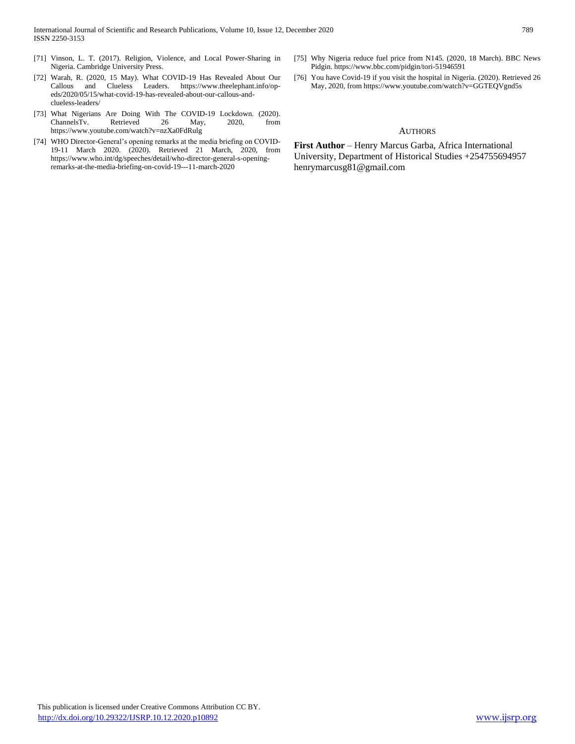[71] Vinson, L. T. (2017). Religion, Violence, and Local Power-Sharing in Nigeria. Cambridge University Press.

[72] Warah, R. (2020, 15 May). What COVID-19 Has Revealed About Our Callous and Clueless Leaders. https://www.theelephant.info/op-eds/2020/05/15/what-covid-19-has-revealed-about-our-callous-and-clueless-leaders/

[73] What Nigerians Are Doing With The COVID-19 Lockdown. (2020). ChannelsTv. Retrieved 26 May, 2020, from https://www.youtube.com/watch?v=nzXa0FdRulg

[74] WHO Director-General's opening remarks at the media briefing on COVID-19-11 March 2020. (2020). Retrieved 21 March, 2020, from https://www.who.int/dg/speeches/detail/who-director-general-s-opening-remarks-at-the-media-briefing-on-covid-19---11-march-2020

[75] Why Nigeria reduce fuel price from N145. (2020, 18 March). BBC News Pidgin. https://www.bbc.com/pidgin/tori-51946591

[76] You have Covid-19 if you visit the hospital in Nigeria. (2020). Retrieved 26 May, 2020, from https://www.youtube.com/watch?v=GGTEQVgnd5s

## AUTHORS

**First Author** – Henry Marcus Garba, Africa International University, Department of Historical Studies +254755694957 henrymarcusg81@gmail.com

This publication is licensed under Creative Commons Attribution CC BY.
http://dx.doi.org/10.29322/IJSRP.10.12.2020.p10892